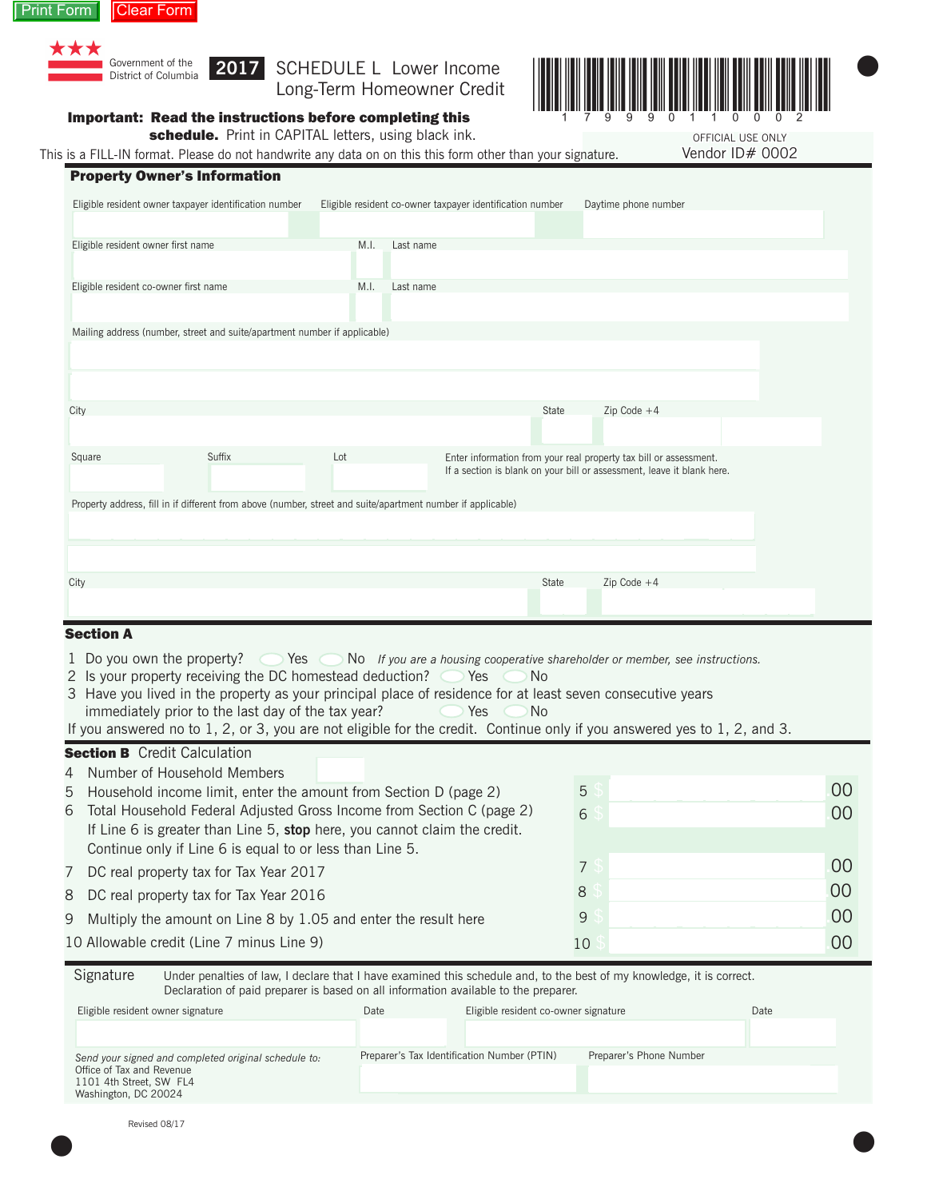Print Form | Clear Form

Government of the District of Columbia

# 2017 SCHEDULE L Lower Income Long-Term Homeowner Credit

1 7 9 9 9 0 1 1 0 0 0 2

**Important: Read the instructions before completing this schedule.** Print in CAPITAL letters, using black ink.

This is a FILL-IN format. Please do not handwrite any data on on this this form other than your signature.

OFFICIAL USE ONLY
Vendor ID# 0002

## Property Owner's Information

Eligible resident owner taxpayer identification number | Eligible resident co-owner taxpayer identification number | Daytime phone number

Eligible resident owner first name | M.I. | Last name

Eligible resident co-owner first name | M.I. | Last name

Mailing address (number, street and suite/apartment number if applicable)

City | State | Zip Code +4

Square | Suffix | Lot

Enter information from your real property tax bill or assessment. If a section is blank on your bill or assessment, leave it blank here.

Property address, fill in if different from above (number, street and suite/apartment number if applicable)

City | State | Zip Code +4

## Section A

1 Do you own the property? ◯ Yes ◯ No *If you are a housing cooperative shareholder or member, see instructions.*

2 Is your property receiving the DC homestead deduction? ◯ Yes ◯ No

3 Have you lived in the property as your principal place of residence for at least seven consecutive years immediately prior to the last day of the tax year? ◯ Yes ◯ No

If you answered no to 1, 2, or 3, you are not eligible for the credit. Continue only if you answered yes to 1, 2, and 3.

## Section B Credit Calculation

4 Number of Household Members

5 Household income limit, enter the amount from Section D (page 2) — 5 $ .00

6 Total Household Federal Adjusted Gross Income from Section C (page 2) — 6 $ .00

If Line 6 is greater than Line 5, **stop** here, you cannot claim the credit. Continue only if Line 6 is equal to or less than Line 5.

7 DC real property tax for Tax Year 2017 — 7 $ .00

8 DC real property tax for Tax Year 2016 — 8 $ .00

9 Multiply the amount on Line 8 by 1.05 and enter the result here — 9 $ .00

10 Allowable credit (Line 7 minus Line 9) — 10 $ .00

## Signature

Under penalties of law, I declare that I have examined this schedule and, to the best of my knowledge, it is correct. Declaration of paid preparer is based on all information available to the preparer.

Eligible resident owner signature | Date | Eligible resident co-owner signature | Date

*Send your signed and completed original schedule to:*
Office of Tax and Revenue
1101 4th Street, SW FL4
Washington, DC 20024

Preparer's Tax Identification Number (PTIN) | Preparer's Phone Number

Revised 08/17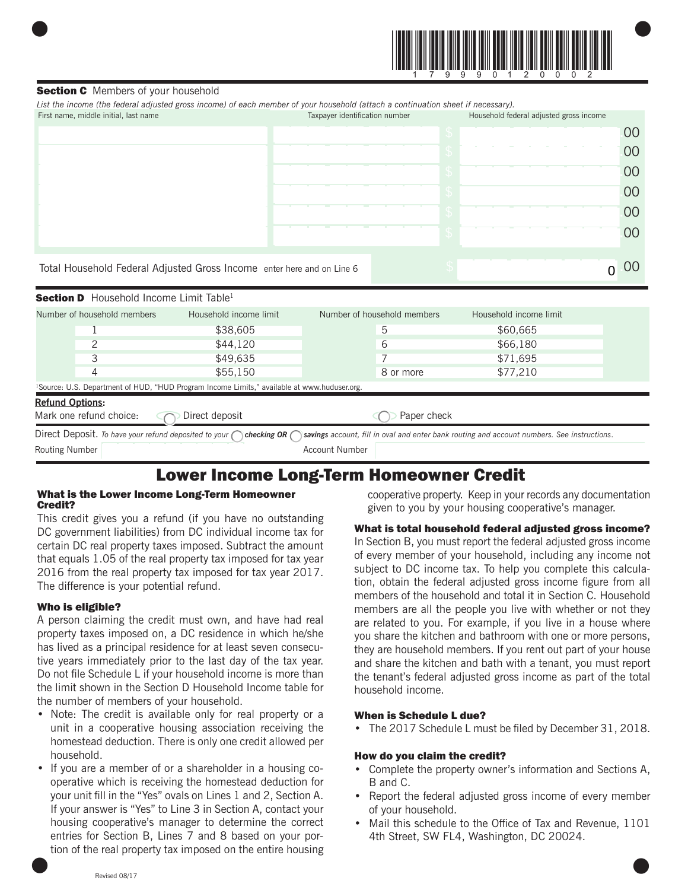### Section C Members of your household

*List the income (the federal adjusted gross income) of each member of your household (attach a continuation sheet if necessary).*

| First name, middle initial, last name | Taxpayer identification number | Household federal adjusted gross income |
|---|---|---|
| | | $ .00 |
| | | $ .00 |
| | | $ .00 |
| | | $ .00 |
| | | $ .00 |
| | | $ .00 |

Total Household Federal Adjusted Gross Income enter here and on Line 6 $ 0 .00

### Section D Household Income Limit Table[1]

| Number of household members | Household income limit | Number of household members | Household income limit |
|---|---|---|---|
| 1 | $38,605 | 5 | $60,665 |
| 2 | $44,120 | 6 | $66,180 |
| 3 | $49,635 | 7 | $71,695 |
| 4 | $55,150 | 8 or more | $77,210 |

[1]Source: U.S. Department of HUD, "HUD Program Income Limits," available at www.huduser.org.

**Refund Options:**

Mark one refund choice: ◯ Direct deposit ◯ Paper check

Direct Deposit. *To have your refund deposited to your* ◯ ***checking OR*** ◯ ***savings*** *account, fill in oval and enter bank routing and account numbers. See instructions.*

Routing Number Account Number

# Lower Income Long-Term Homeowner Credit

**What is the Lower Income Long-Term Homeowner Credit?**

This credit gives you a refund (if you have no outstanding DC government liabilities) from DC individual income tax for certain DC real property taxes imposed. Subtract the amount that equals 1.05 of the real property tax imposed for tax year 2016 from the real property tax imposed for tax year 2017. The difference is your potential refund.

**Who is eligible?**

A person claiming the credit must own, and have had real property taxes imposed on, a DC residence in which he/she has lived as a principal residence for at least seven consecutive years immediately prior to the last day of the tax year. Do not file Schedule L if your household income is more than the limit shown in the Section D Household Income table for the number of members of your household.

- Note: The credit is available only for real property or a unit in a cooperative housing association receiving the homestead deduction. There is only one credit allowed per household.
- If you are a member of or a shareholder in a housing cooperative which is receiving the homestead deduction for your unit fill in the "Yes" ovals on Lines 1 and 2, Section A. If your answer is "Yes" to Line 3 in Section A, contact your housing cooperative's manager to determine the correct entries for Section B, Lines 7 and 8 based on your portion of the real property tax imposed on the entire housing cooperative property. Keep in your records any documentation given to you by your housing cooperative's manager.

**What is total household federal adjusted gross income?**

In Section B, you must report the federal adjusted gross income of every member of your household, including any income not subject to DC income tax. To help you complete this calculation, obtain the federal adjusted gross income figure from all members of the household and total it in Section C. Household members are all the people you live with whether or not they are related to you. For example, if you live in a house where you share the kitchen and bathroom with one or more persons, they are household members. If you rent out part of your house and share the kitchen and bath with a tenant, you must report the tenant's federal adjusted gross income as part of the total household income.

**When is Schedule L due?**

- The 2017 Schedule L must be filed by December 31, 2018.

**How do you claim the credit?**

- Complete the property owner's information and Sections A, B and C.
- Report the federal adjusted gross income of every member of your household.
- Mail this schedule to the Office of Tax and Revenue, 1101 4th Street, SW FL4, Washington, DC 20024.

Revised 08/17